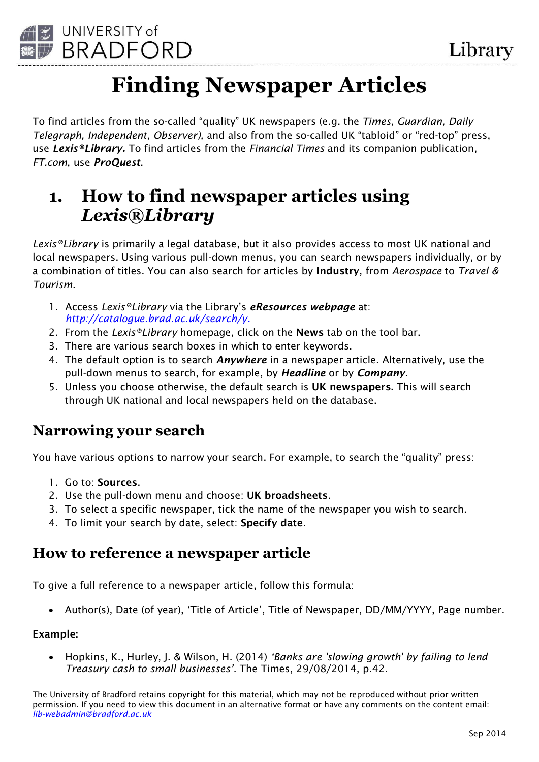# Finding Newspaper Articles

To find articles from the so-called "quality" UK newspapers (e.g. the *Times, Guardian, Daily Telegraph, Independent, Observer),* and also from the so-called UK "tabloid" or "red-top" press, use ***Lexis®Library.*** To find articles from the *Financial Times* and its companion publication, *FT.com*, use ***ProQuest***.

## 1. How to find newspaper articles using *Lexis®Library*

*Lexis®Library* is primarily a legal database, but it also provides access to most UK national and local newspapers. Using various pull-down menus, you can search newspapers individually, or by a combination of titles. You can also search for articles by **Industry**, from *Aerospace* to *Travel & Tourism.*

1. Access *Lexis®Library* via the Library's ***eResources webpage*** at: *http://catalogue.brad.ac.uk/search/y.*
2. From the *Lexis®Library* homepage, click on the **News** tab on the tool bar.
3. There are various search boxes in which to enter keywords.
4. The default option is to search ***Anywhere*** in a newspaper article. Alternatively, use the pull-down menus to search, for example, by ***Headline*** or by ***Company****.*
5. Unless you choose otherwise, the default search is **UK newspapers.** This will search through UK national and local newspapers held on the database.

### Narrowing your search

You have various options to narrow your search. For example, to search the "quality" press:

1. Go to: **Sources**.
2. Use the pull-down menu and choose: **UK broadsheets**.
3. To select a specific newspaper, tick the name of the newspaper you wish to search.
4. To limit your search by date, select: **Specify date**.

### How to reference a newspaper article

To give a full reference to a newspaper article, follow this formula:

- Author(s), Date (of year), 'Title of Article', Title of Newspaper, DD/MM/YYYY, Page number.

**Example:**

- Hopkins, K., Hurley, J. & Wilson, H. (2014) *'Banks are 'slowing growth' by failing to lend Treasury cash to small businesses'*. The Times, 29/08/2014, p.42.

The University of Bradford retains copyright for this material, which may not be reproduced without prior written permission. If you need to view this document in an alternative format or have any comments on the content email: *lib-webadmin@bradford.ac.uk*

Sep 2014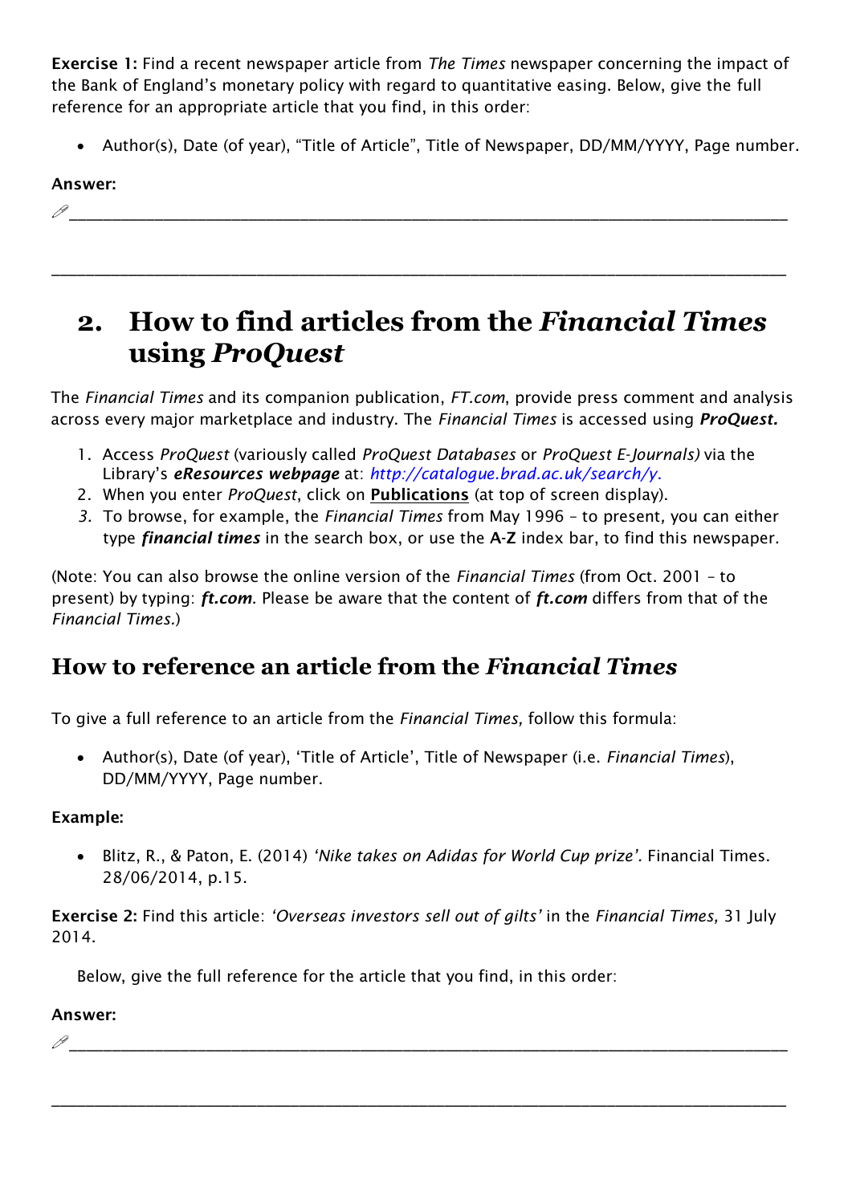**Exercise 1:** Find a recent newspaper article from *The Times* newspaper concerning the impact of the Bank of England's monetary policy with regard to quantitative easing. Below, give the full reference for an appropriate article that you find, in this order:

- Author(s), Date (of year), "Title of Article", Title of Newspaper, DD/MM/YYYY, Page number.

**Answer:**

✐________________________________________________________________________________

________________________________________________________________________________

# 2. How to find articles from the *Financial Times* using *ProQuest*

The *Financial Times* and its companion publication, *FT.com*, provide press comment and analysis across every major marketplace and industry. The *Financial Times* is accessed using ***ProQuest.***

1. Access *ProQuest* (variously called *ProQuest Databases* or *ProQuest E-Journals)* via the Library's ***eResources webpage*** at: *http://catalogue.brad.ac.uk/search/y.*
2. When you enter *ProQuest*, click on **Publications** (at top of screen display).
3. To browse, for example, the *Financial Times* from May 1996 – to present, you can either type ***financial times*** in the search box, or use the **A-Z** index bar, to find this newspaper.

(Note: You can also browse the online version of the *Financial Times* (from Oct. 2001 – to present) by typing: ***ft.com***. Please be aware that the content of ***ft.com*** differs from that of the *Financial Times.*)

## How to reference an article from the *Financial Times*

To give a full reference to an article from the *Financial Times,* follow this formula:

- Author(s), Date (of year), 'Title of Article', Title of Newspaper (i.e. *Financial Times*), DD/MM/YYYY, Page number.

**Example:**

- Blitz, R., & Paton, E. (2014) *'Nike takes on Adidas for World Cup prize'*. Financial Times. 28/06/2014, p.15.

**Exercise 2:** Find this article: *'Overseas investors sell out of gilts'* in the *Financial Times,* 31 July 2014.

Below, give the full reference for the article that you find, in this order:

**Answer:**

✐________________________________________________________________________________

________________________________________________________________________________